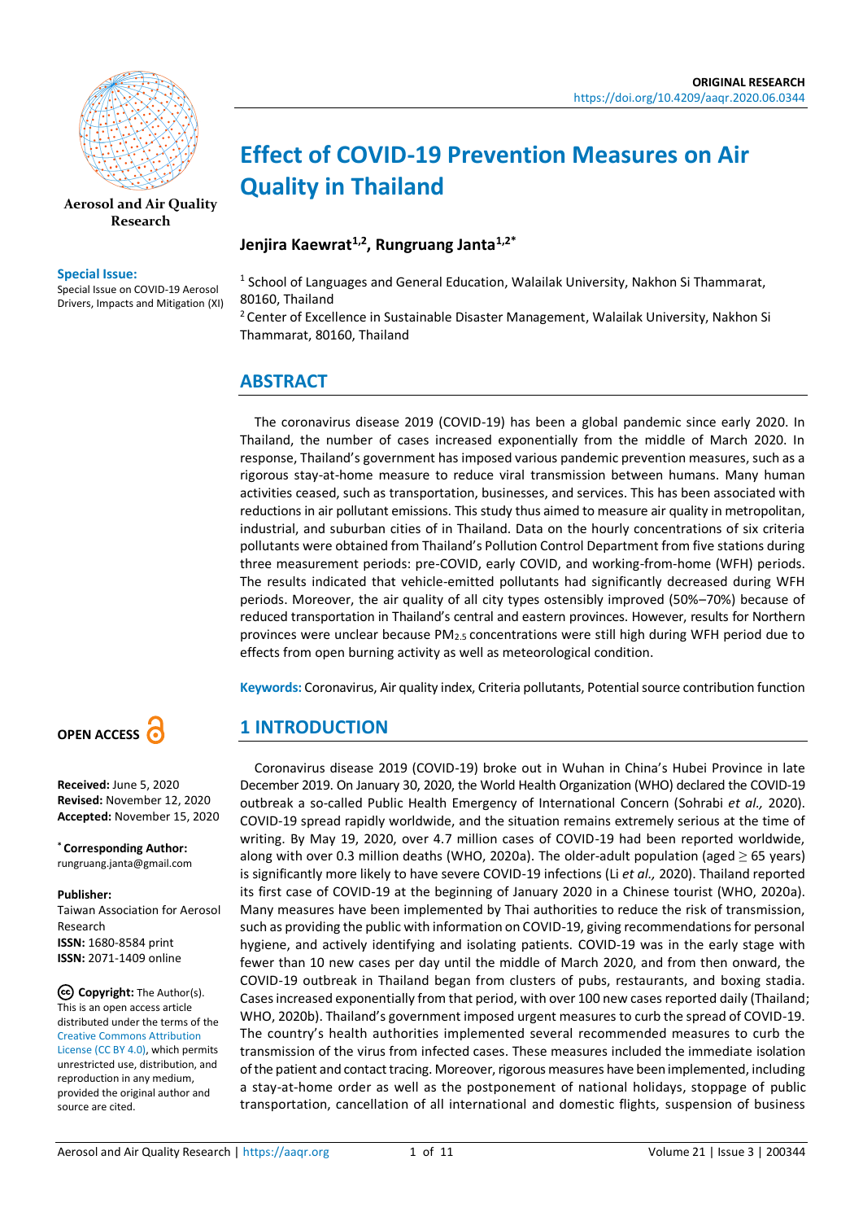ORIGINAL RESEARCH
https://doi.org/10.4209/aaqr.2020.06.0344

Aerosol and Air Quality Research

**Special Issue:**
Special Issue on COVID-19 Aerosol Drivers, Impacts and Mitigation (XI)

# Effect of COVID-19 Prevention Measures on Air Quality in Thailand

**Jenjira Kaewrat[1,2], Rungruang Janta[1,2*]**

[1] School of Languages and General Education, Walailak University, Nakhon Si Thammarat, 80160, Thailand
[2] Center of Excellence in Sustainable Disaster Management, Walailak University, Nakhon Si Thammarat, 80160, Thailand

## ABSTRACT

The coronavirus disease 2019 (COVID-19) has been a global pandemic since early 2020. In Thailand, the number of cases increased exponentially from the middle of March 2020. In response, Thailand's government has imposed various pandemic prevention measures, such as a rigorous stay-at-home measure to reduce viral transmission between humans. Many human activities ceased, such as transportation, businesses, and services. This has been associated with reductions in air pollutant emissions. This study thus aimed to measure air quality in metropolitan, industrial, and suburban cities of in Thailand. Data on the hourly concentrations of six criteria pollutants were obtained from Thailand's Pollution Control Department from five stations during three measurement periods: pre-COVID, early COVID, and working-from-home (WFH) periods. The results indicated that vehicle-emitted pollutants had significantly decreased during WFH periods. Moreover, the air quality of all city types ostensibly improved (50%–70%) because of reduced transportation in Thailand's central and eastern provinces. However, results for Northern provinces were unclear because $PM_{2.5}$ concentrations were still high during WFH period due to effects from open burning activity as well as meteorological condition.

**Keywords:** Coronavirus, Air quality index, Criteria pollutants, Potential source contribution function

**OPEN ACCESS**

**Received:** June 5, 2020
**Revised:** November 12, 2020
**Accepted:** November 15, 2020

**\* Corresponding Author:**
rungruang.janta@gmail.com

**Publisher:**
Taiwan Association for Aerosol Research
**ISSN:** 1680-8584 print
**ISSN:** 2071-1409 online

**Copyright:** The Author(s). This is an open access article distributed under the terms of the Creative Commons Attribution License (CC BY 4.0), which permits unrestricted use, distribution, and reproduction in any medium, provided the original author and source are cited.

## 1 INTRODUCTION

Coronavirus disease 2019 (COVID-19) broke out in Wuhan in China's Hubei Province in late December 2019. On January 30, 2020, the World Health Organization (WHO) declared the COVID-19 outbreak a so-called Public Health Emergency of International Concern (Sohrabi *et al.,* 2020). COVID-19 spread rapidly worldwide, and the situation remains extremely serious at the time of writing. By May 19, 2020, over 4.7 million cases of COVID-19 had been reported worldwide, along with over 0.3 million deaths (WHO, 2020a). The older-adult population (aged $\geq$ 65 years) is significantly more likely to have severe COVID-19 infections (Li *et al.,* 2020). Thailand reported its first case of COVID-19 at the beginning of January 2020 in a Chinese tourist (WHO, 2020a). Many measures have been implemented by Thai authorities to reduce the risk of transmission, such as providing the public with information on COVID-19, giving recommendations for personal hygiene, and actively identifying and isolating patients. COVID-19 was in the early stage with fewer than 10 new cases per day until the middle of March 2020, and from then onward, the COVID-19 outbreak in Thailand began from clusters of pubs, restaurants, and boxing stadia. Cases increased exponentially from that period, with over 100 new cases reported daily (Thailand; WHO, 2020b). Thailand's government imposed urgent measures to curb the spread of COVID-19. The country's health authorities implemented several recommended measures to curb the transmission of the virus from infected cases. These measures included the immediate isolation of the patient and contact tracing. Moreover, rigorous measures have been implemented, including a stay-at-home order as well as the postponement of national holidays, stoppage of public transportation, cancellation of all international and domestic flights, suspension of business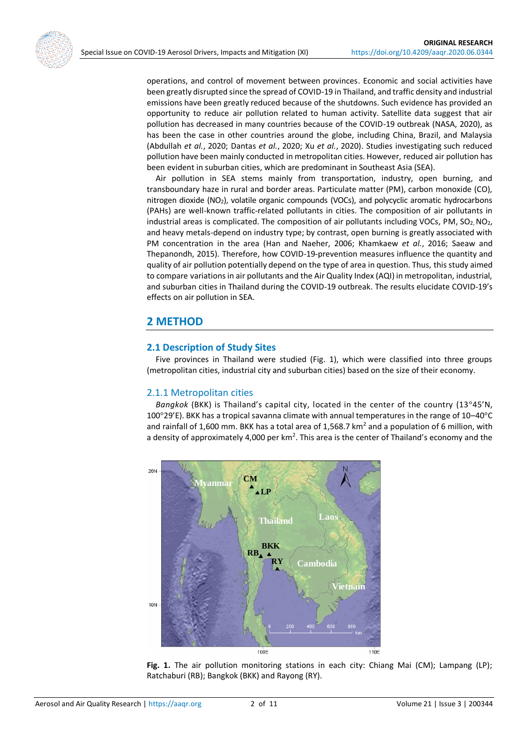operations, and control of movement between provinces. Economic and social activities have been greatly disrupted since the spread of COVID-19 in Thailand, and traffic density and industrial emissions have been greatly reduced because of the shutdowns. Such evidence has provided an opportunity to reduce air pollution related to human activity. Satellite data suggest that air pollution has decreased in many countries because of the COVID-19 outbreak (NASA, 2020), as has been the case in other countries around the globe, including China, Brazil, and Malaysia (Abdullah *et al.*, 2020; Dantas *et al.*, 2020; Xu *et al.*, 2020). Studies investigating such reduced pollution have been mainly conducted in metropolitan cities. However, reduced air pollution has been evident in suburban cities, which are predominant in Southeast Asia (SEA).

Air pollution in SEA stems mainly from transportation, industry, open burning, and transboundary haze in rural and border areas. Particulate matter (PM), carbon monoxide (CO), nitrogen dioxide ($NO_2$), volatile organic compounds (VOCs), and polycyclic aromatic hydrocarbons (PAHs) are well-known traffic-related pollutants in cities. The composition of air pollutants in industrial areas is complicated. The composition of air pollutants including VOCs, PM, $SO_2$, $NO_2$, and heavy metals-depend on industry type; by contrast, open burning is greatly associated with PM concentration in the area (Han and Naeher, 2006; Khamkaew *et al.*, 2016; Saeaw and Thepanondh, 2015). Therefore, how COVID-19-prevention measures influence the quantity and quality of air pollution potentially depend on the type of area in question. Thus, this study aimed to compare variations in air pollutants and the Air Quality Index (AQI) in metropolitan, industrial, and suburban cities in Thailand during the COVID-19 outbreak. The results elucidate COVID-19's effects on air pollution in SEA.

## 2 METHOD

### 2.1 Description of Study Sites

Five provinces in Thailand were studied (Fig. 1), which were classified into three groups (metropolitan cities, industrial city and suburban cities) based on the size of their economy.

#### 2.1.1 Metropolitan cities

*Bangkok* (BKK) is Thailand's capital city, located in the center of the country (13°45'N, 100°29'E). BKK has a tropical savanna climate with annual temperatures in the range of 10–40°C and rainfall of 1,600 mm. BKK has a total area of 1,568.7 $km^2$ and a population of 6 million, with a density of approximately 4,000 per $km^2$. This area is the center of Thailand's economy and the

**Fig. 1.** The air pollution monitoring stations in each city: Chiang Mai (CM); Lampang (LP); Ratchaburi (RB); Bangkok (BKK) and Rayong (RY).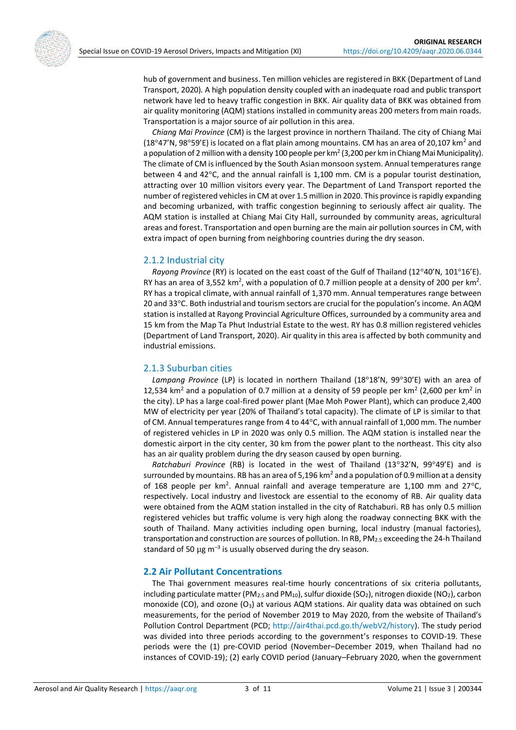hub of government and business. Ten million vehicles are registered in BKK (Department of Land Transport, 2020). A high population density coupled with an inadequate road and public transport network have led to heavy traffic congestion in BKK. Air quality data of BKK was obtained from air quality monitoring (AQM) stations installed in community areas 200 meters from main roads. Transportation is a major source of air pollution in this area.

*Chiang Mai Province* (CM) is the largest province in northern Thailand. The city of Chiang Mai (18°47′N, 98°59′E) is located on a flat plain among mountains. CM has an area of 20,107 km$^2$ and a population of 2 million with a density 100 people per km$^2$ (3,200 per km in Chiang Mai Municipality). The climate of CM is influenced by the South Asian monsoon system. Annual temperatures range between 4 and 42°C, and the annual rainfall is 1,100 mm. CM is a popular tourist destination, attracting over 10 million visitors every year. The Department of Land Transport reported the number of registered vehicles in CM at over 1.5 million in 2020. This province is rapidly expanding and becoming urbanized, with traffic congestion beginning to seriously affect air quality. The AQM station is installed at Chiang Mai City Hall, surrounded by community areas, agricultural areas and forest. Transportation and open burning are the main air pollution sources in CM, with extra impact of open burning from neighboring countries during the dry season.

### 2.1.2 Industrial city

*Rayong Province* (RY) is located on the east coast of the Gulf of Thailand (12°40′N, 101°16′E). RY has an area of 3,552 km$^2$, with a population of 0.7 million people at a density of 200 per km$^2$. RY has a tropical climate, with annual rainfall of 1,370 mm. Annual temperatures range between 20 and 33°C. Both industrial and tourism sectors are crucial for the population's income. An AQM station is installed at Rayong Provincial Agriculture Offices, surrounded by a community area and 15 km from the Map Ta Phut Industrial Estate to the west. RY has 0.8 million registered vehicles (Department of Land Transport, 2020). Air quality in this area is affected by both community and industrial emissions.

### 2.1.3 Suburban cities

*Lampang Province* (LP) is located in northern Thailand (18°18′N, 99°30′E) with an area of 12,534 km$^2$ and a population of 0.7 million at a density of 59 people per km$^2$ (2,600 per km$^2$ in the city). LP has a large coal-fired power plant (Mae Moh Power Plant), which can produce 2,400 MW of electricity per year (20% of Thailand's total capacity). The climate of LP is similar to that of CM. Annual temperatures range from 4 to 44°C, with annual rainfall of 1,000 mm. The number of registered vehicles in LP in 2020 was only 0.5 million. The AQM station is installed near the domestic airport in the city center, 30 km from the power plant to the northeast. This city also has an air quality problem during the dry season caused by open burning.

*Ratchaburi Province* (RB) is located in the west of Thailand (13°32′N, 99°49′E) and is surrounded by mountains. RB has an area of 5,196 km$^2$ and a population of 0.9 million at a density of 168 people per km$^2$. Annual rainfall and average temperature are 1,100 mm and 27°C, respectively. Local industry and livestock are essential to the economy of RB. Air quality data were obtained from the AQM station installed in the city of Ratchaburi. RB has only 0.5 million registered vehicles but traffic volume is very high along the roadway connecting BKK with the south of Thailand. Many activities including open burning, local industry (manual factories), transportation and construction are sources of pollution. In RB, $PM_{2.5}$ exceeding the 24-h Thailand standard of 50 µg m$^{-3}$ is usually observed during the dry season.

## 2.2 Air Pollutant Concentrations

The Thai government measures real-time hourly concentrations of six criteria pollutants, including particulate matter ($PM_{2.5}$ and $PM_{10}$), sulfur dioxide ($SO_2$), nitrogen dioxide ($NO_2$), carbon monoxide (CO), and ozone ($O_3$) at various AQM stations. Air quality data was obtained on such measurements, for the period of November 2019 to May 2020, from the website of Thailand's Pollution Control Department (PCD; http://air4thai.pcd.go.th/webV2/history). The study period was divided into three periods according to the government's responses to COVID-19. These periods were the (1) pre-COVID period (November–December 2019, when Thailand had no instances of COVID-19); (2) early COVID period (January–February 2020, when the government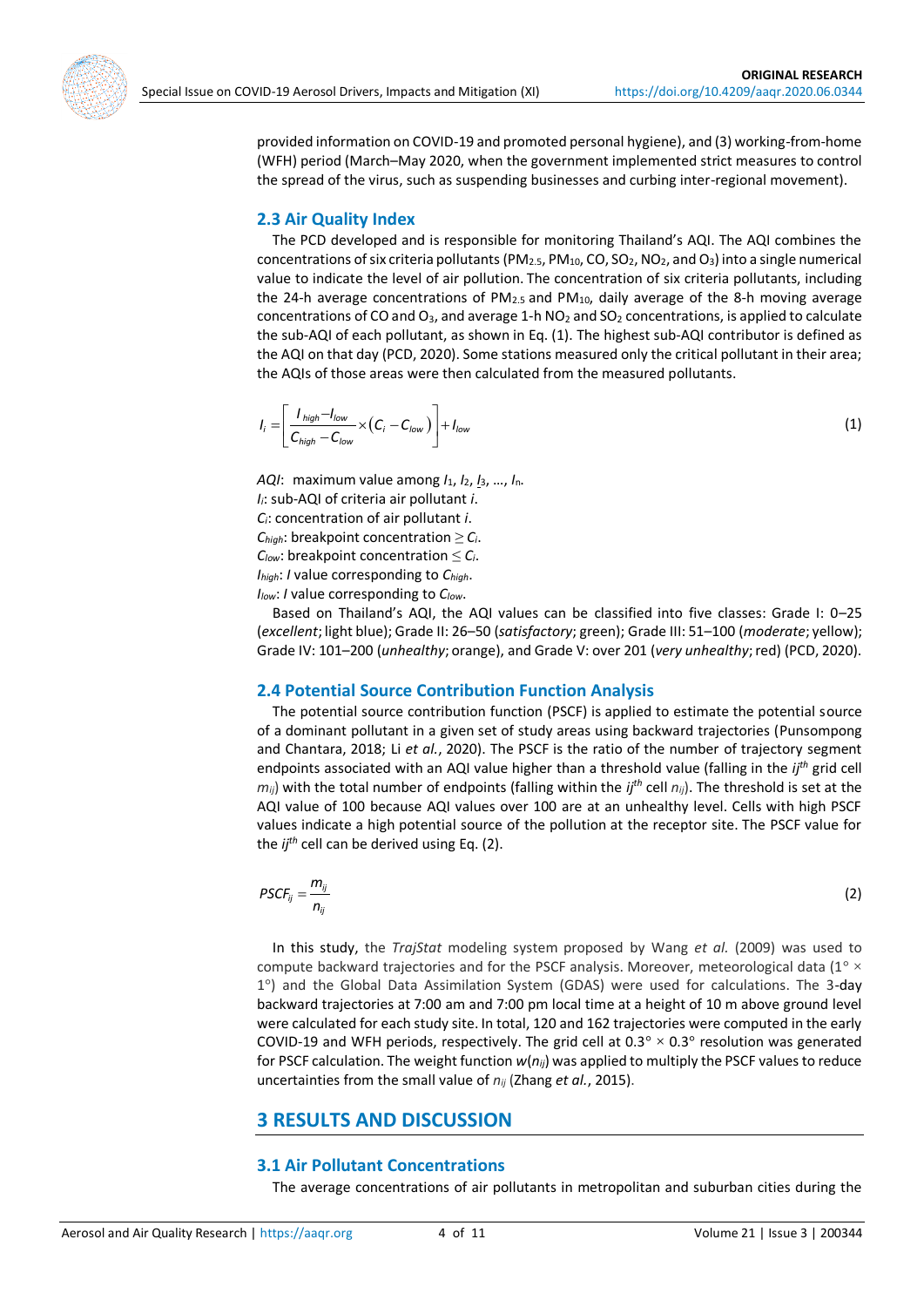provided information on COVID-19 and promoted personal hygiene), and (3) working-from-home (WFH) period (March–May 2020, when the government implemented strict measures to control the spread of the virus, such as suspending businesses and curbing inter-regional movement).

### 2.3 Air Quality Index

The PCD developed and is responsible for monitoring Thailand's AQI. The AQI combines the concentrations of six criteria pollutants ($PM_{2.5}$, $PM_{10}$, CO, $SO_2$, $NO_2$, and $O_3$) into a single numerical value to indicate the level of air pollution. The concentration of six criteria pollutants, including the 24-h average concentrations of $PM_{2.5}$ and $PM_{10}$, daily average of the 8-h moving average concentrations of CO and $O_3$, and average 1-h $NO_2$ and $SO_2$ concentrations, is applied to calculate the sub-AQI of each pollutant, as shown in Eq. (1). The highest sub-AQI contributor is defined as the AQI on that day (PCD, 2020). Some stations measured only the critical pollutant in their area; the AQIs of those areas were then calculated from the measured pollutants.

$$I_i = \left[ \frac{I_{high} - I_{low}}{C_{high} - C_{low}} \times \left( C_i - C_{low} \right) \right] + I_{low} \tag{1}$$

*AQI*: maximum value among $I_1$, $I_2$, $I_3$, …, $I_n$.
$I_i$: sub-AQI of criteria air pollutant *i*.
$C_i$: concentration of air pollutant *i*.
$C_{high}$: breakpoint concentration $\geq C_i$.
$C_{low}$: breakpoint concentration $\leq C_i$.
$I_{high}$: *I* value corresponding to $C_{high}$.
$I_{low}$: *I* value corresponding to $C_{low}$.

Based on Thailand's AQI, the AQI values can be classified into five classes: Grade I: 0–25 (*excellent*; light blue); Grade II: 26–50 (*satisfactory*; green); Grade III: 51–100 (*moderate*; yellow); Grade IV: 101–200 (*unhealthy*; orange), and Grade V: over 201 (*very unhealthy*; red) (PCD, 2020).

### 2.4 Potential Source Contribution Function Analysis

The potential source contribution function (PSCF) is applied to estimate the potential source of a dominant pollutant in a given set of study areas using backward trajectories (Punsompong and Chantara, 2018; Li *et al.*, 2020). The PSCF is the ratio of the number of trajectory segment endpoints associated with an AQI value higher than a threshold value (falling in the $ij^{th}$ grid cell $m_{ij}$) with the total number of endpoints (falling within the $ij^{th}$ cell $n_{ij}$). The threshold is set at the AQI value of 100 because AQI values over 100 are at an unhealthy level. Cells with high PSCF values indicate a high potential source of the pollution at the receptor site. The PSCF value for the $ij^{th}$ cell can be derived using Eq. (2).

$$PSCF_{ij} = \frac{m_{ij}}{n_{ij}} \tag{2}$$

In this study, the *TrajStat* modeling system proposed by Wang *et al.* (2009) was used to compute backward trajectories and for the PSCF analysis. Moreover, meteorological data (1° × 1°) and the Global Data Assimilation System (GDAS) were used for calculations. The 3-day backward trajectories at 7:00 am and 7:00 pm local time at a height of 10 m above ground level were calculated for each study site. In total, 120 and 162 trajectories were computed in the early COVID-19 and WFH periods, respectively. The grid cell at 0.3° × 0.3° resolution was generated for PSCF calculation. The weight function $w(n_{ij})$ was applied to multiply the PSCF values to reduce uncertainties from the small value of $n_{ij}$ (Zhang *et al.*, 2015).

## 3 RESULTS AND DISCUSSION

### 3.1 Air Pollutant Concentrations

The average concentrations of air pollutants in metropolitan and suburban cities during the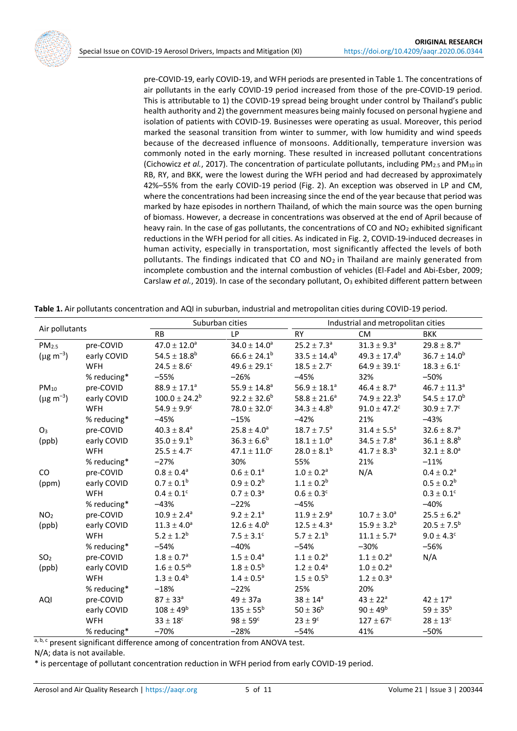pre-COVID-19, early COVID-19, and WFH periods are presented in Table 1. The concentrations of air pollutants in the early COVID-19 period increased from those of the pre-COVID-19 period. This is attributable to 1) the COVID-19 spread being brought under control by Thailand's public health authority and 2) the government measures being mainly focused on personal hygiene and isolation of patients with COVID-19. Businesses were operating as usual. Moreover, this period marked the seasonal transition from winter to summer, with low humidity and wind speeds because of the decreased influence of monsoons. Additionally, temperature inversion was commonly noted in the early morning. These resulted in increased pollutant concentrations (Cichowicz *et al.*, 2017). The concentration of particulate pollutants, including $PM_{2.5}$ and $PM_{10}$ in RB, RY, and BKK, were the lowest during the WFH period and had decreased by approximately 42%–55% from the early COVID-19 period (Fig. 2). An exception was observed in LP and CM, where the concentrations had been increasing since the end of the year because that period was marked by haze episodes in northern Thailand, of which the main source was the open burning of biomass. However, a decrease in concentrations was observed at the end of April because of heavy rain. In the case of gas pollutants, the concentrations of CO and $NO_2$ exhibited significant reductions in the WFH period for all cities. As indicated in Fig. 2, COVID-19-induced decreases in human activity, especially in transportation, most significantly affected the levels of both pollutants. The findings indicated that CO and $NO_2$ in Thailand are mainly generated from incomplete combustion and the internal combustion of vehicles (El-Fadel and Abi-Esber, 2009; Carslaw *et al.*, 2019). In case of the secondary pollutant, $O_3$ exhibited different pattern between

**Table 1.** Air pollutants concentration and AQI in suburban, industrial and metropolitan cities during COVID-19 period.

| Air pollutants | | Suburban cities | | Industrial and metropolitan cities | | |
|---|---|---|---|---|---|---|
| | | RB | LP | RY | CM | BKK |
| $PM_{2.5}$ ($\mu g\ m^{-3}$) | pre-COVID | $47.0 \pm 12.0^{a}$ | $34.0 \pm 14.0^{a}$ | $25.2 \pm 7.3^{a}$ | $31.3 \pm 9.3^{a}$ | $29.8 \pm 8.7^{a}$ |
| | early COVID | $54.5 \pm 18.8^{b}$ | $66.6 \pm 24.1^{b}$ | $33.5 \pm 14.4^{b}$ | $49.3 \pm 17.4^{b}$ | $36.7 \pm 14.0^{b}$ |
| | WFH | $24.5 \pm 8.6^{c}$ | $49.6 \pm 29.1^{c}$ | $18.5 \pm 2.7^{c}$ | $64.9 \pm 39.1^{c}$ | $18.3 \pm 6.1^{c}$ |
| | % reducing* | −55% | −26% | −45% | 32% | −50% |
| $PM_{10}$ ($\mu g\ m^{-3}$) | pre-COVID | $88.9 \pm 17.1^{a}$ | $55.9 \pm 14.8^{a}$ | $56.9 \pm 18.1^{a}$ | $46.4 \pm 8.7^{a}$ | $46.7 \pm 11.3^{a}$ |
| | early COVID | $100.0 \pm 24.2^{b}$ | $92.2 \pm 32.6^{b}$ | $58.8 \pm 21.6^{a}$ | $74.9 \pm 22.3^{b}$ | $54.5 \pm 17.0^{b}$ |
| | WFH | $54.9 \pm 9.9^{c}$ | $78.0 \pm 32.0^{c}$ | $34.3 \pm 4.8^{b}$ | $91.0 \pm 47.2^{c}$ | $30.9 \pm 7.7^{c}$ |
| | % reducing* | −45% | −15% | −42% | 21% | −43% |
| $O_3$ (ppb) | pre-COVID | $40.3 \pm 8.4^{a}$ | $25.8 \pm 4.0^{a}$ | $18.7 \pm 7.5^{a}$ | $31.4 \pm 5.5^{a}$ | $32.6 \pm 8.7^{a}$ |
| | early COVID | $35.0 \pm 9.1^{b}$ | $36.3 \pm 6.6^{b}$ | $18.1 \pm 1.0^{a}$ | $34.5 \pm 7.8^{a}$ | $36.1 \pm 8.8^{b}$ |
| | WFH | $25.5 \pm 4.7^{c}$ | $47.1 \pm 11.0^{c}$ | $28.0 \pm 8.1^{b}$ | $41.7 \pm 8.3^{b}$ | $32.1 \pm 8.0^{a}$ |
| | % reducing* | −27% | 30% | 55% | 21% | −11% |
| CO (ppm) | pre-COVID | $0.8 \pm 0.4^{a}$ | $0.6 \pm 0.1^{a}$ | $1.0 \pm 0.2^{a}$ | N/A | $0.4 \pm 0.2^{a}$ |
| | early COVID | $0.7 \pm 0.1^{b}$ | $0.9 \pm 0.2^{b}$ | $1.1 \pm 0.2^{b}$ | | $0.5 \pm 0.2^{b}$ |
| | WFH | $0.4 \pm 0.1^{c}$ | $0.7 \pm 0.3^{a}$ | $0.6 \pm 0.3^{c}$ | | $0.3 \pm 0.1^{c}$ |
| | % reducing* | −43% | −22% | −45% | | −40% |
| $NO_2$ (ppb) | pre-COVID | $10.9 \pm 2.4^{a}$ | $9.2 \pm 2.1^{a}$ | $11.9 \pm 2.9^{a}$ | $10.7 \pm 3.0^{a}$ | $25.5 \pm 6.2^{a}$ |
| | early COVID | $11.3 \pm 4.0^{a}$ | $12.6 \pm 4.0^{b}$ | $12.5 \pm 4.3^{a}$ | $15.9 \pm 3.2^{b}$ | $20.5 \pm 7.5^{b}$ |
| | WFH | $5.2 \pm 1.2^{b}$ | $7.5 \pm 3.1^{c}$ | $5.7 \pm 2.1^{b}$ | $11.1 \pm 5.7^{a}$ | $9.0 \pm 4.3^{c}$ |
| | % reducing* | −54% | −40% | −54% | −30% | −56% |
| $SO_2$ (ppb) | pre-COVID | $1.8 \pm 0.7^{a}$ | $1.5 \pm 0.4^{a}$ | $1.1 \pm 0.2^{a}$ | $1.1 \pm 0.2^{a}$ | N/A |
| | early COVID | $1.6 \pm 0.5^{ab}$ | $1.8 \pm 0.5^{b}$ | $1.2 \pm 0.4^{a}$ | $1.0 \pm 0.2^{a}$ | |
| | WFH | $1.3 \pm 0.4^{b}$ | $1.4 \pm 0.5^{a}$ | $1.5 \pm 0.5^{b}$ | $1.2 \pm 0.3^{a}$ | |
| | % reducing* | −18% | −22% | 25% | 20% | |
| AQI | pre-COVID | $87 \pm 33^{a}$ | $49 \pm 37a$ | $38 \pm 14^{a}$ | $43 \pm 22^{a}$ | $42 \pm 17^{a}$ |
| | early COVID | $108 \pm 49^{b}$ | $135 \pm 55^{b}$ | $50 \pm 36^{b}$ | $90 \pm 49^{b}$ | $59 \pm 35^{b}$ |
| | WFH | $33 \pm 18^{c}$ | $98 \pm 59^{c}$ | $23 \pm 9^{c}$ | $127 \pm 67^{c}$ | $28 \pm 13^{c}$ |
| | % reducing* | −70% | −28% | −54% | 41% | −50% |

[a, b, c] present significant difference among of concentration from ANOVA test.

N/A; data is not available.

* is percentage of pollutant concentration reduction in WFH period from early COVID-19 period.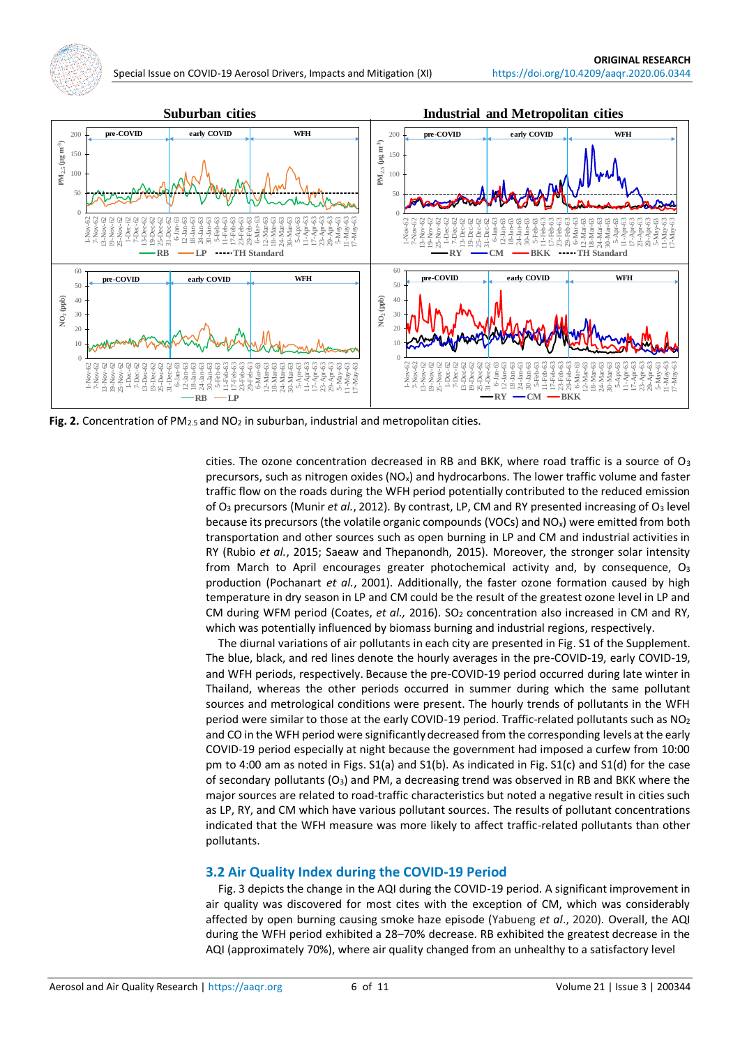**Fig. 2.** Concentration of $PM_{2.5}$ and $NO_2$ in suburban, industrial and metropolitan cities.

cities. The ozone concentration decreased in RB and BKK, where road traffic is a source of $O_3$ precursors, such as nitrogen oxides ($NO_x$) and hydrocarbons. The lower traffic volume and faster traffic flow on the roads during the WFH period potentially contributed to the reduced emission of $O_3$ precursors (Munir *et al.*, 2012). By contrast, LP, CM and RY presented increasing of $O_3$ level because its precursors (the volatile organic compounds (VOCs) and $NO_x$) were emitted from both transportation and other sources such as open burning in LP and CM and industrial activities in RY (Rubio *et al.*, 2015; Saeaw and Thepanondh, 2015). Moreover, the stronger solar intensity from March to April encourages greater photochemical activity and, by consequence, $O_3$ production (Pochanart *et al.*, 2001). Additionally, the faster ozone formation caused by high temperature in dry season in LP and CM could be the result of the greatest ozone level in LP and CM during WFM period (Coates, *et al.,* 2016). $SO_2$ concentration also increased in CM and RY, which was potentially influenced by biomass burning and industrial regions, respectively.

The diurnal variations of air pollutants in each city are presented in Fig. S1 of the Supplement. The blue, black, and red lines denote the hourly averages in the pre-COVID-19, early COVID-19, and WFH periods, respectively. Because the pre-COVID-19 period occurred during late winter in Thailand, whereas the other periods occurred in summer during which the same pollutant sources and metrological conditions were present. The hourly trends of pollutants in the WFH period were similar to those at the early COVID-19 period. Traffic-related pollutants such as $NO_2$ and CO in the WFH period were significantly decreased from the corresponding levels at the early COVID-19 period especially at night because the government had imposed a curfew from 10:00 pm to 4:00 am as noted in Figs. S1(a) and S1(b). As indicated in Fig. S1(c) and S1(d) for the case of secondary pollutants ($O_3$) and PM, a decreasing trend was observed in RB and BKK where the major sources are related to road-traffic characteristics but noted a negative result in cities such as LP, RY, and CM which have various pollutant sources. The results of pollutant concentrations indicated that the WFH measure was more likely to affect traffic-related pollutants than other pollutants.

## 3.2 Air Quality Index during the COVID-19 Period

Fig. 3 depicts the change in the AQI during the COVID-19 period. A significant improvement in air quality was discovered for most cites with the exception of CM, which was considerably affected by open burning causing smoke haze episode (Yabueng *et al*., 2020). Overall, the AQI during the WFH period exhibited a 28–70% decrease. RB exhibited the greatest decrease in the AQI (approximately 70%), where air quality changed from an unhealthy to a satisfactory level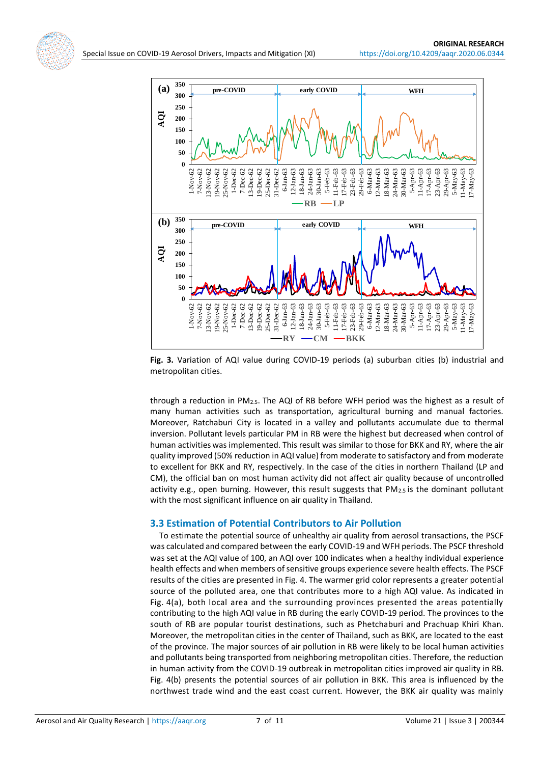**Fig. 3.** Variation of AQI value during COVID-19 periods (a) suburban cities (b) industrial and metropolitan cities.

through a reduction in $PM_{2.5}$. The AQI of RB before WFH period was the highest as a result of many human activities such as transportation, agricultural burning and manual factories. Moreover, Ratchaburi City is located in a valley and pollutants accumulate due to thermal inversion. Pollutant levels particular PM in RB were the highest but decreased when control of human activities was implemented. This result was similar to those for BKK and RY, where the air quality improved (50% reduction in AQI value) from moderate to satisfactory and from moderate to excellent for BKK and RY, respectively. In the case of the cities in northern Thailand (LP and CM), the official ban on most human activity did not affect air quality because of uncontrolled activity e.g., open burning. However, this result suggests that $PM_{2.5}$ is the dominant pollutant with the most significant influence on air quality in Thailand.

### 3.3 Estimation of Potential Contributors to Air Pollution

To estimate the potential source of unhealthy air quality from aerosol transactions, the PSCF was calculated and compared between the early COVID-19 and WFH periods. The PSCF threshold was set at the AQI value of 100, an AQI over 100 indicates when a healthy individual experience health effects and when members of sensitive groups experience severe health effects. The PSCF results of the cities are presented in Fig. 4. The warmer grid color represents a greater potential source of the polluted area, one that contributes more to a high AQI value. As indicated in Fig. 4(a), both local area and the surrounding provinces presented the areas potentially contributing to the high AQI value in RB during the early COVID-19 period. The provinces to the south of RB are popular tourist destinations, such as Phetchaburi and Prachuap Khiri Khan. Moreover, the metropolitan cities in the center of Thailand, such as BKK, are located to the east of the province. The major sources of air pollution in RB were likely to be local human activities and pollutants being transported from neighboring metropolitan cities. Therefore, the reduction in human activity from the COVID-19 outbreak in metropolitan cities improved air quality in RB. Fig. 4(b) presents the potential sources of air pollution in BKK. This area is influenced by the northwest trade wind and the east coast current. However, the BKK air quality was mainly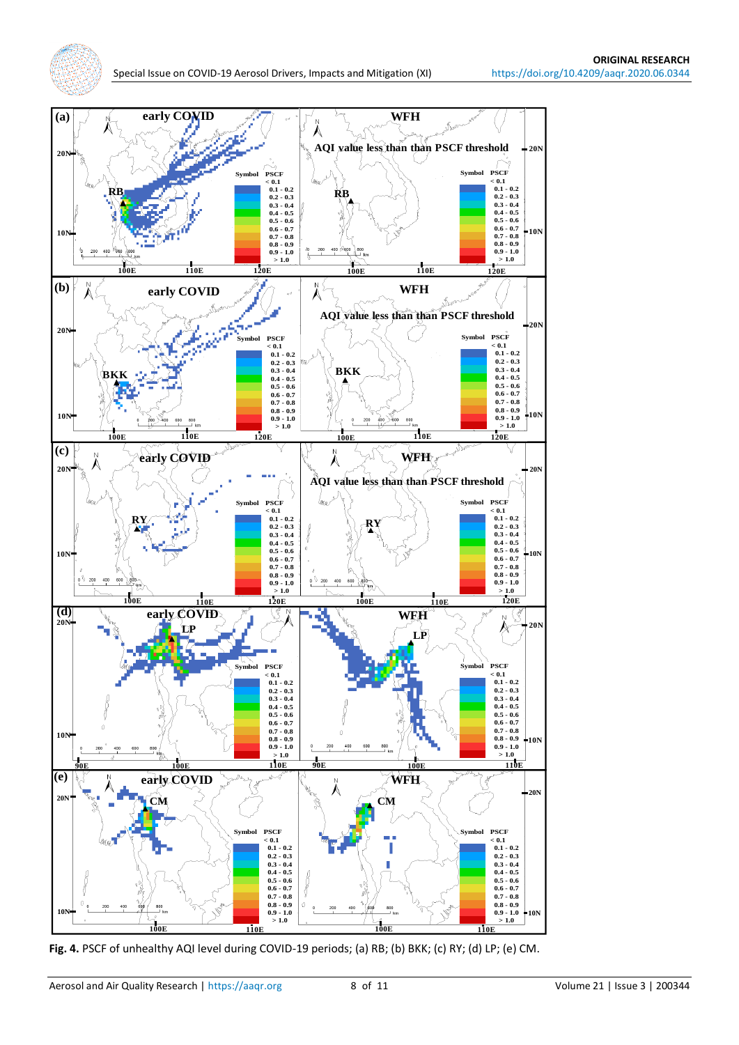**Fig. 4.** PSCF of unhealthy AQI level during COVID-19 periods; (a) RB; (b) BKK; (c) RY; (d) LP; (e) CM.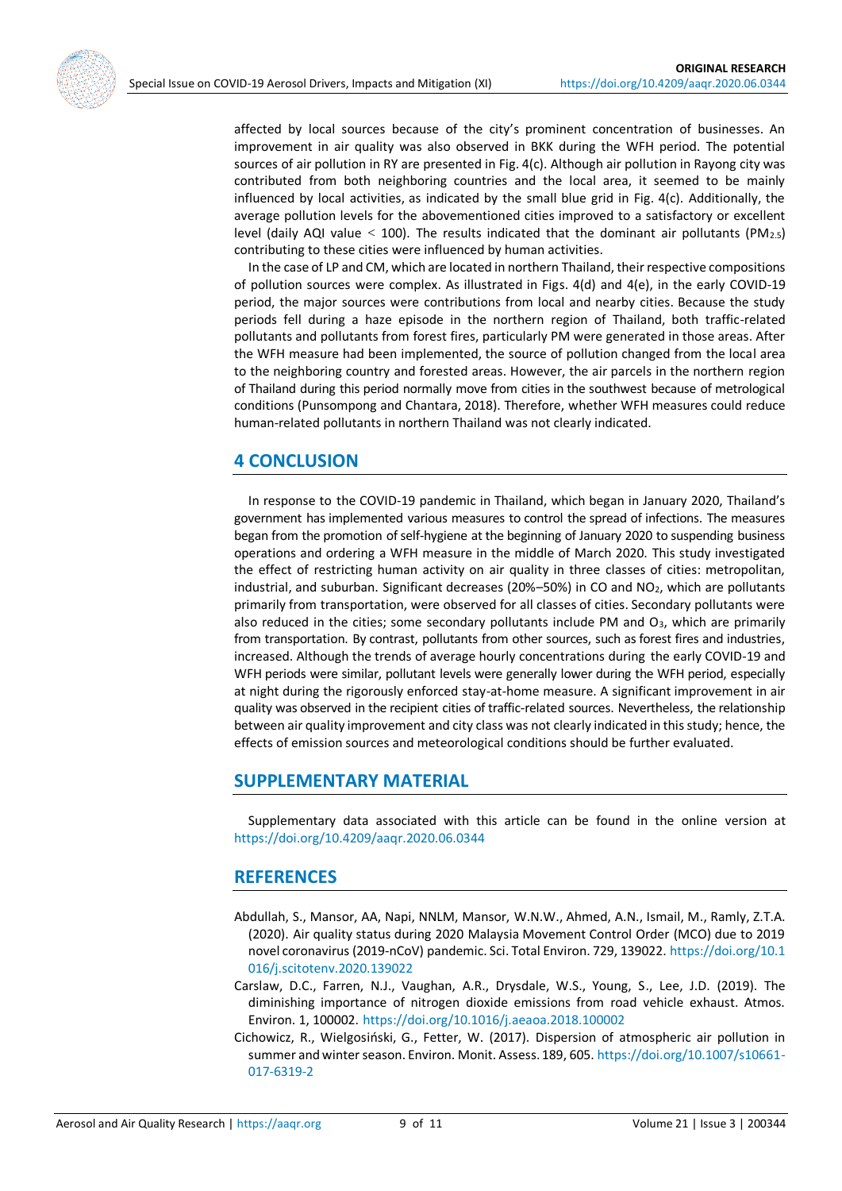affected by local sources because of the city's prominent concentration of businesses. An improvement in air quality was also observed in BKK during the WFH period. The potential sources of air pollution in RY are presented in Fig. 4(c). Although air pollution in Rayong city was contributed from both neighboring countries and the local area, it seemed to be mainly influenced by local activities, as indicated by the small blue grid in Fig. 4(c). Additionally, the average pollution levels for the abovementioned cities improved to a satisfactory or excellent level (daily AQI value < 100). The results indicated that the dominant air pollutants ($PM_{2.5}$) contributing to these cities were influenced by human activities.

In the case of LP and CM, which are located in northern Thailand, their respective compositions of pollution sources were complex. As illustrated in Figs. 4(d) and 4(e), in the early COVID-19 period, the major sources were contributions from local and nearby cities. Because the study periods fell during a haze episode in the northern region of Thailand, both traffic-related pollutants and pollutants from forest fires, particularly PM were generated in those areas. After the WFH measure had been implemented, the source of pollution changed from the local area to the neighboring country and forested areas. However, the air parcels in the northern region of Thailand during this period normally move from cities in the southwest because of metrological conditions (Punsompong and Chantara, 2018). Therefore, whether WFH measures could reduce human-related pollutants in northern Thailand was not clearly indicated.

## 4 CONCLUSION

In response to the COVID-19 pandemic in Thailand, which began in January 2020, Thailand's government has implemented various measures to control the spread of infections. The measures began from the promotion of self-hygiene at the beginning of January 2020 to suspending business operations and ordering a WFH measure in the middle of March 2020. This study investigated the effect of restricting human activity on air quality in three classes of cities: metropolitan, industrial, and suburban. Significant decreases (20%–50%) in CO and $NO_2$, which are pollutants primarily from transportation, were observed for all classes of cities. Secondary pollutants were also reduced in the cities; some secondary pollutants include PM and $O_3$, which are primarily from transportation. By contrast, pollutants from other sources, such as forest fires and industries, increased. Although the trends of average hourly concentrations during the early COVID-19 and WFH periods were similar, pollutant levels were generally lower during the WFH period, especially at night during the rigorously enforced stay-at-home measure. A significant improvement in air quality was observed in the recipient cities of traffic-related sources. Nevertheless, the relationship between air quality improvement and city class was not clearly indicated in this study; hence, the effects of emission sources and meteorological conditions should be further evaluated.

## SUPPLEMENTARY MATERIAL

Supplementary data associated with this article can be found in the online version at https://doi.org/10.4209/aaqr.2020.06.0344

## REFERENCES

Abdullah, S., Mansor, AA, Napi, NNLM, Mansor, W.N.W., Ahmed, A.N., Ismail, M., Ramly, Z.T.A. (2020). Air quality status during 2020 Malaysia Movement Control Order (MCO) due to 2019 novel coronavirus (2019-nCoV) pandemic. Sci. Total Environ. 729, 139022. https://doi.org/10.1016/j.scitotenv.2020.139022

Carslaw, D.C., Farren, N.J., Vaughan, A.R., Drysdale, W.S., Young, S., Lee, J.D. (2019). The diminishing importance of nitrogen dioxide emissions from road vehicle exhaust. Atmos. Environ. 1, 100002. https://doi.org/10.1016/j.aeaoa.2018.100002

Cichowicz, R., Wielgosiński, G., Fetter, W. (2017). Dispersion of atmospheric air pollution in summer and winter season. Environ. Monit. Assess. 189, 605. https://doi.org/10.1007/s10661-017-6319-2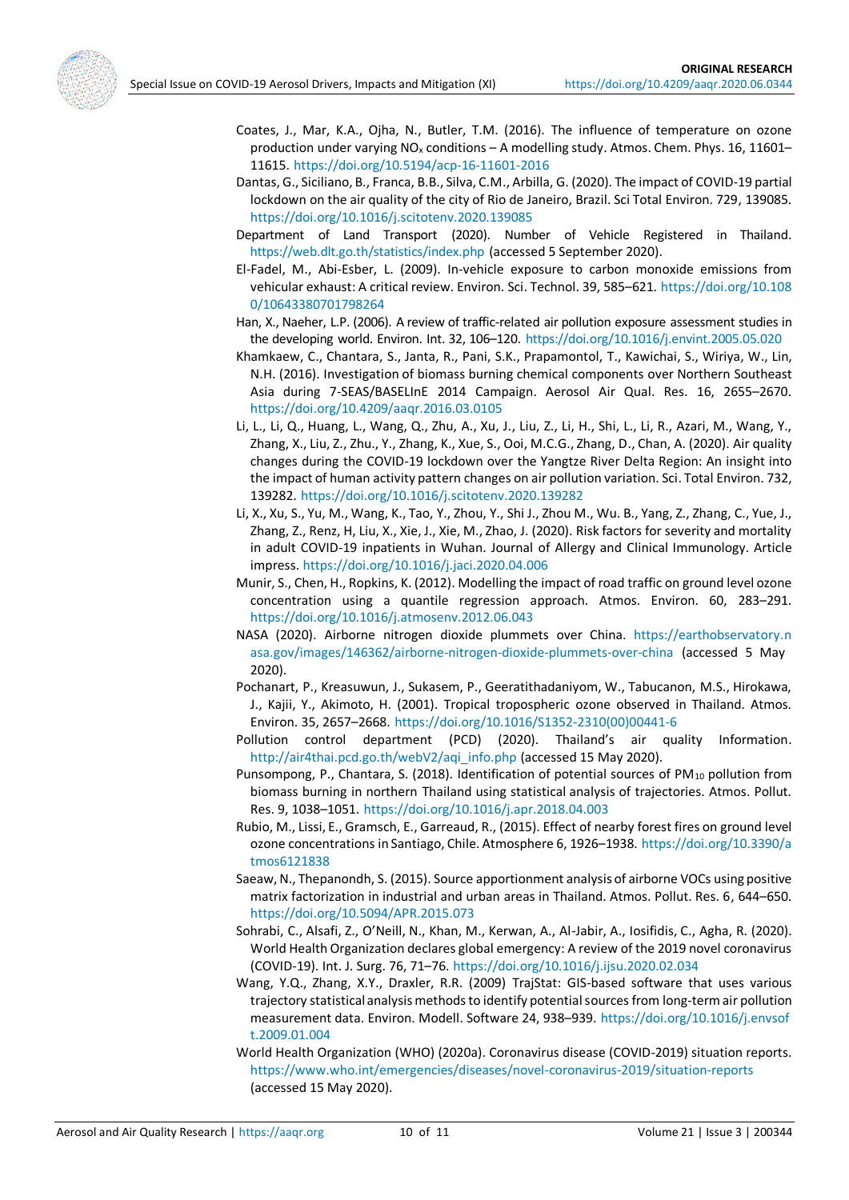Coates, J., Mar, K.A., Ojha, N., Butler, T.M. (2016). The influence of temperature on ozone production under varying $NO_x$ conditions – A modelling study. Atmos. Chem. Phys. 16, 11601–11615. https://doi.org/10.5194/acp-16-11601-2016

Dantas, G., Siciliano, B., Franca, B.B., Silva, C.M., Arbilla, G. (2020). The impact of COVID-19 partial lockdown on the air quality of the city of Rio de Janeiro, Brazil. Sci Total Environ. 729, 139085. https://doi.org/10.1016/j.scitotenv.2020.139085

Department of Land Transport (2020). Number of Vehicle Registered in Thailand. https://web.dlt.go.th/statistics/index.php (accessed 5 September 2020).

El-Fadel, M., Abi-Esber, L. (2009). In-vehicle exposure to carbon monoxide emissions from vehicular exhaust: A critical review. Environ. Sci. Technol. 39, 585–621. https://doi.org/10.1080/10643380701798264

Han, X., Naeher, L.P. (2006). A review of traffic-related air pollution exposure assessment studies in the developing world. Environ. Int. 32, 106–120. https://doi.org/10.1016/j.envint.2005.05.020

Khamkaew, C., Chantara, S., Janta, R., Pani, S.K., Prapamontol, T., Kawichai, S., Wiriya, W., Lin, N.H. (2016). Investigation of biomass burning chemical components over Northern Southeast Asia during 7-SEAS/BASELInE 2014 Campaign. Aerosol Air Qual. Res. 16, 2655–2670. https://doi.org/10.4209/aaqr.2016.03.0105

Li, L., Li, Q., Huang, L., Wang, Q., Zhu, A., Xu, J., Liu, Z., Li, H., Shi, L., Li, R., Azari, M., Wang, Y., Zhang, X., Liu, Z., Zhu., Y., Zhang, K., Xue, S., Ooi, M.C.G., Zhang, D., Chan, A. (2020). Air quality changes during the COVID-19 lockdown over the Yangtze River Delta Region: An insight into the impact of human activity pattern changes on air pollution variation. Sci. Total Environ. 732, 139282. https://doi.org/10.1016/j.scitotenv.2020.139282

Li, X., Xu, S., Yu, M., Wang, K., Tao, Y., Zhou, Y., Shi J., Zhou M., Wu. B., Yang, Z., Zhang, C., Yue, J., Zhang, Z., Renz, H, Liu, X., Xie, J., Xie, M., Zhao, J. (2020). Risk factors for severity and mortality in adult COVID-19 inpatients in Wuhan. Journal of Allergy and Clinical Immunology. Article impress. https://doi.org/10.1016/j.jaci.2020.04.006

Munir, S., Chen, H., Ropkins, K. (2012). Modelling the impact of road traffic on ground level ozone concentration using a quantile regression approach. Atmos. Environ. 60, 283–291. https://doi.org/10.1016/j.atmosenv.2012.06.043

NASA (2020). Airborne nitrogen dioxide plummets over China. https://earthobservatory.nasa.gov/images/146362/airborne-nitrogen-dioxide-plummets-over-china (accessed 5 May 2020).

Pochanart, P., Kreasuwun, J., Sukasem, P., Geeratithadaniyom, W., Tabucanon, M.S., Hirokawa, J., Kajii, Y., Akimoto, H. (2001). Tropical tropospheric ozone observed in Thailand. Atmos. Environ. 35, 2657–2668. https://doi.org/10.1016/S1352-2310(00)00441-6

Pollution control department (PCD) (2020). Thailand's air quality Information. http://air4thai.pcd.go.th/webV2/aqi_info.php (accessed 15 May 2020).

Punsompong, P., Chantara, S. (2018). Identification of potential sources of $PM_{10}$ pollution from biomass burning in northern Thailand using statistical analysis of trajectories. Atmos. Pollut. Res. 9, 1038–1051. https://doi.org/10.1016/j.apr.2018.04.003

Rubio, M., Lissi, E., Gramsch, E., Garreaud, R., (2015). Effect of nearby forest fires on ground level ozone concentrations in Santiago, Chile. Atmosphere 6, 1926–1938. https://doi.org/10.3390/atmos6121838

Saeaw, N., Thepanondh, S. (2015). Source apportionment analysis of airborne VOCs using positive matrix factorization in industrial and urban areas in Thailand. Atmos. Pollut. Res. 6, 644–650. https://doi.org/10.5094/APR.2015.073

Sohrabi, C., Alsafi, Z., O'Neill, N., Khan, M., Kerwan, A., Al-Jabir, A., Iosifidis, C., Agha, R. (2020). World Health Organization declares global emergency: A review of the 2019 novel coronavirus (COVID-19). Int. J. Surg. 76, 71–76. https://doi.org/10.1016/j.ijsu.2020.02.034

Wang, Y.Q., Zhang, X.Y., Draxler, R.R. (2009) TrajStat: GIS-based software that uses various trajectory statistical analysis methods to identify potential sources from long-term air pollution measurement data. Environ. Modell. Software 24, 938–939. https://doi.org/10.1016/j.envsoft.2009.01.004

World Health Organization (WHO) (2020a). Coronavirus disease (COVID-2019) situation reports. https://www.who.int/emergencies/diseases/novel-coronavirus-2019/situation-reports (accessed 15 May 2020).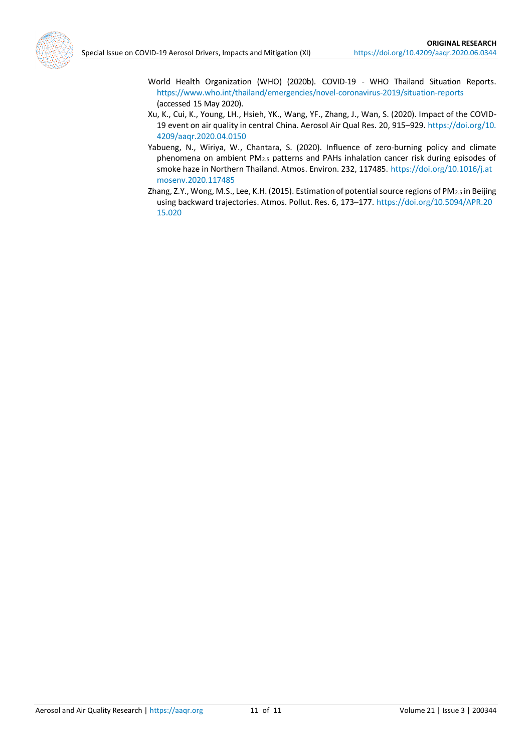World Health Organization (WHO) (2020b). COVID-19 - WHO Thailand Situation Reports. https://www.who.int/thailand/emergencies/novel-coronavirus-2019/situation-reports (accessed 15 May 2020).

Xu, K., Cui, K., Young, LH., Hsieh, YK., Wang, YF., Zhang, J., Wan, S. (2020). Impact of the COVID-19 event on air quality in central China. Aerosol Air Qual Res. 20, 915–929. https://doi.org/10.4209/aaqr.2020.04.0150

Yabueng, N., Wiriya, W., Chantara, S. (2020). Influence of zero-burning policy and climate phenomena on ambient $PM_{2.5}$ patterns and PAHs inhalation cancer risk during episodes of smoke haze in Northern Thailand. Atmos. Environ. 232, 117485. https://doi.org/10.1016/j.atmosenv.2020.117485

Zhang, Z.Y., Wong, M.S., Lee, K.H. (2015). Estimation of potential source regions of $PM_{2.5}$ in Beijing using backward trajectories. Atmos. Pollut. Res. 6, 173–177. https://doi.org/10.5094/APR.2015.020